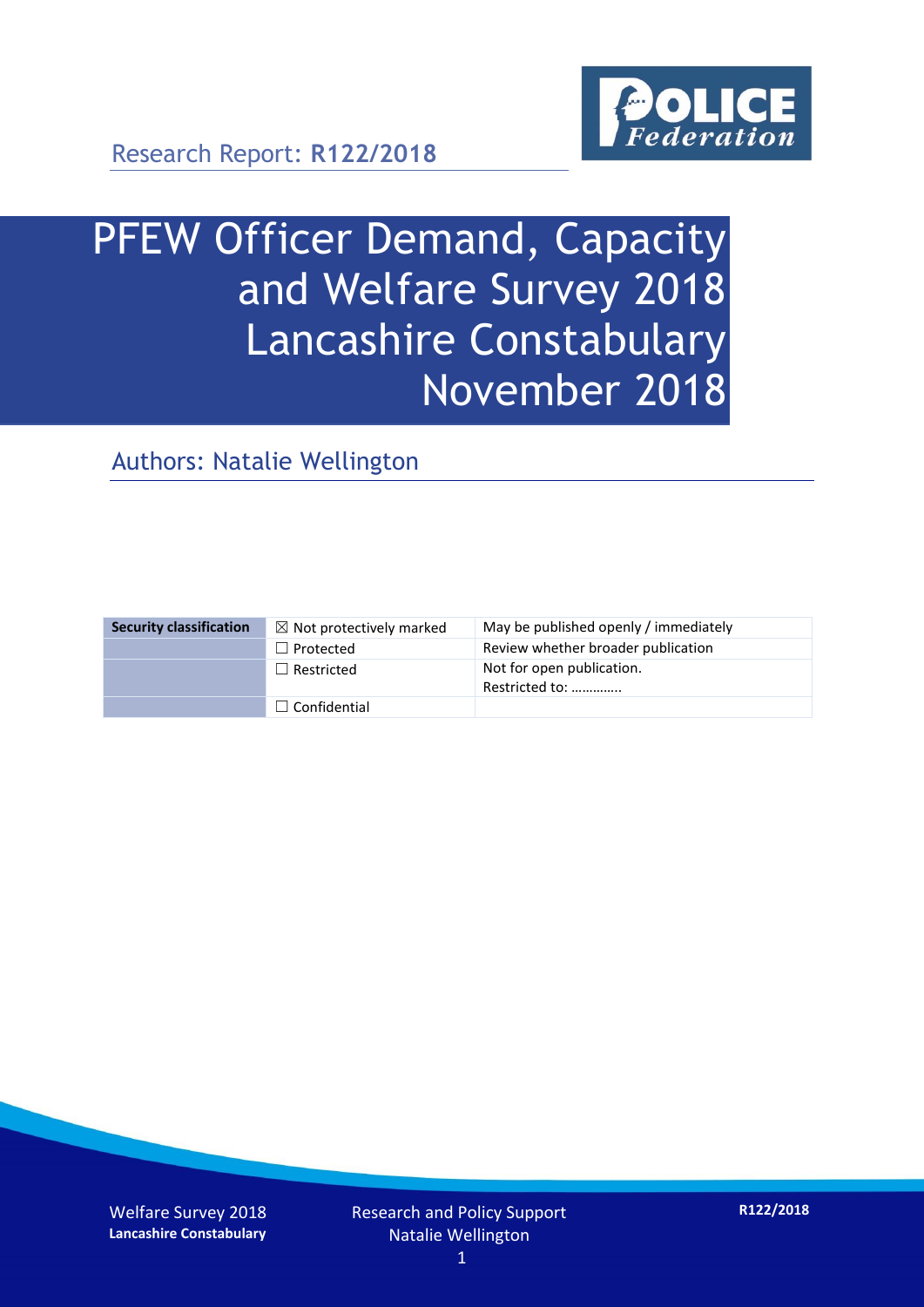Research Report: **R122/2018**

# PFEW Officer Demand, Capacity and Welfare Survey 2018 Lancashire Constabulary November 2018

## Authors: Natalie Wellington

| Security classification | ☒ Not protectively marked | May be published openly / immediately |
|---|---|---|
| | ☐ Protected | Review whether broader publication |
| | ☐ Restricted | Not for open publication. Restricted to: ………….. |
| | ☐ Confidential | |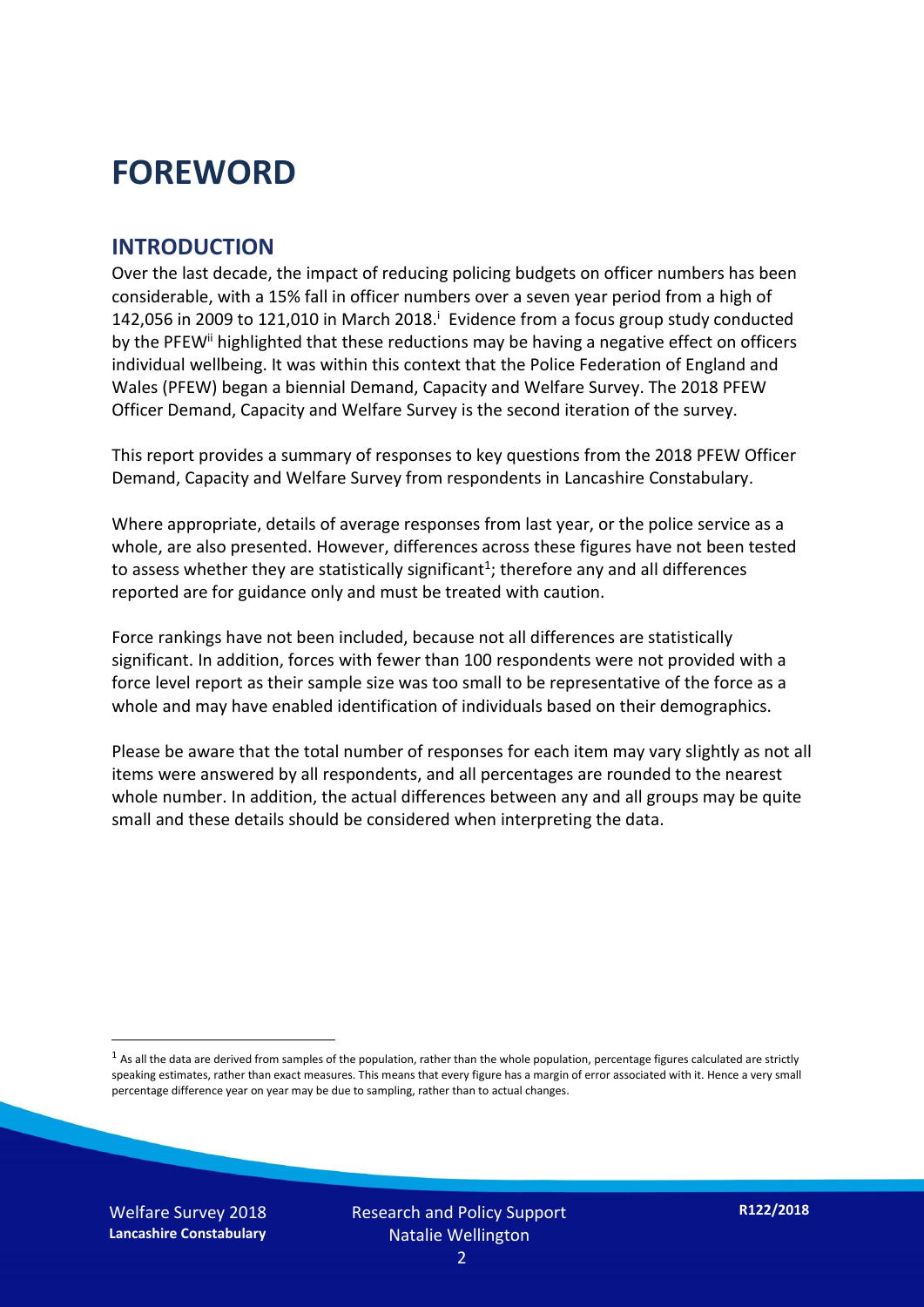# FOREWORD

## INTRODUCTION

Over the last decade, the impact of reducing policing budgets on officer numbers has been considerable, with a 15% fall in officer numbers over a seven year period from a high of 142,056 in 2009 to 121,010 in March 2018.[i] Evidence from a focus group study conducted by the PFEW[ii] highlighted that these reductions may be having a negative effect on officers individual wellbeing. It was within this context that the Police Federation of England and Wales (PFEW) began a biennial Demand, Capacity and Welfare Survey. The 2018 PFEW Officer Demand, Capacity and Welfare Survey is the second iteration of the survey.

This report provides a summary of responses to key questions from the 2018 PFEW Officer Demand, Capacity and Welfare Survey from respondents in Lancashire Constabulary.

Where appropriate, details of average responses from last year, or the police service as a whole, are also presented. However, differences across these figures have not been tested to assess whether they are statistically significant[1]; therefore any and all differences reported are for guidance only and must be treated with caution.

Force rankings have not been included, because not all differences are statistically significant. In addition, forces with fewer than 100 respondents were not provided with a force level report as their sample size was too small to be representative of the force as a whole and may have enabled identification of individuals based on their demographics.

Please be aware that the total number of responses for each item may vary slightly as not all items were answered by all respondents, and all percentages are rounded to the nearest whole number. In addition, the actual differences between any and all groups may be quite small and these details should be considered when interpreting the data.

[1] As all the data are derived from samples of the population, rather than the whole population, percentage figures calculated are strictly speaking estimates, rather than exact measures. This means that every figure has a margin of error associated with it. Hence a very small percentage difference year on year may be due to sampling, rather than to actual changes.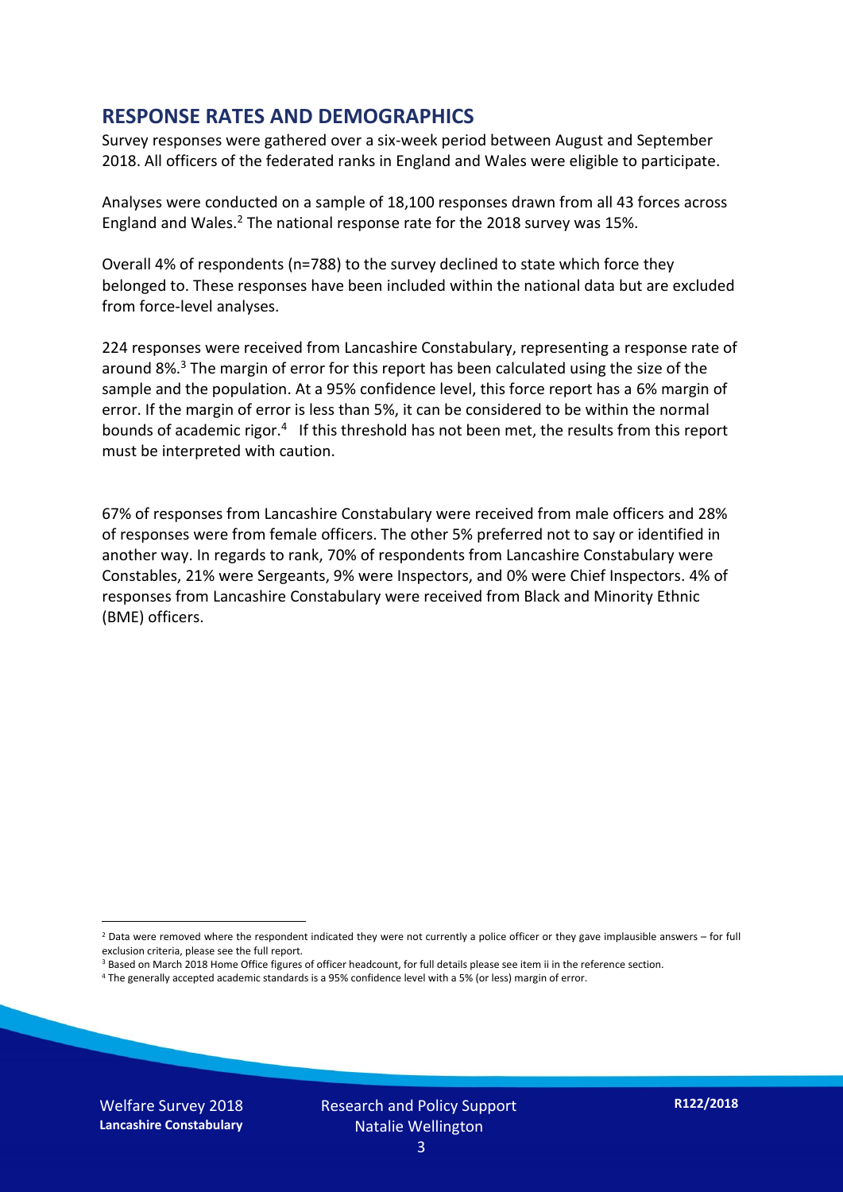## RESPONSE RATES AND DEMOGRAPHICS

Survey responses were gathered over a six-week period between August and September 2018. All officers of the federated ranks in England and Wales were eligible to participate.

Analyses were conducted on a sample of 18,100 responses drawn from all 43 forces across England and Wales.[2] The national response rate for the 2018 survey was 15%.

Overall 4% of respondents (n=788) to the survey declined to state which force they belonged to. These responses have been included within the national data but are excluded from force-level analyses.

224 responses were received from Lancashire Constabulary, representing a response rate of around 8%.[3] The margin of error for this report has been calculated using the size of the sample and the population. At a 95% confidence level, this force report has a 6% margin of error. If the margin of error is less than 5%, it can be considered to be within the normal bounds of academic rigor.[4] If this threshold has not been met, the results from this report must be interpreted with caution.

67% of responses from Lancashire Constabulary were received from male officers and 28% of responses were from female officers. The other 5% preferred not to say or identified in another way. In regards to rank, 70% of respondents from Lancashire Constabulary were Constables, 21% were Sergeants, 9% were Inspectors, and 0% were Chief Inspectors. 4% of responses from Lancashire Constabulary were received from Black and Minority Ethnic (BME) officers.

[2] Data were removed where the respondent indicated they were not currently a police officer or they gave implausible answers – for full exclusion criteria, please see the full report.

[3] Based on March 2018 Home Office figures of officer headcount, for full details please see item ii in the reference section.

[4] The generally accepted academic standards is a 95% confidence level with a 5% (or less) margin of error.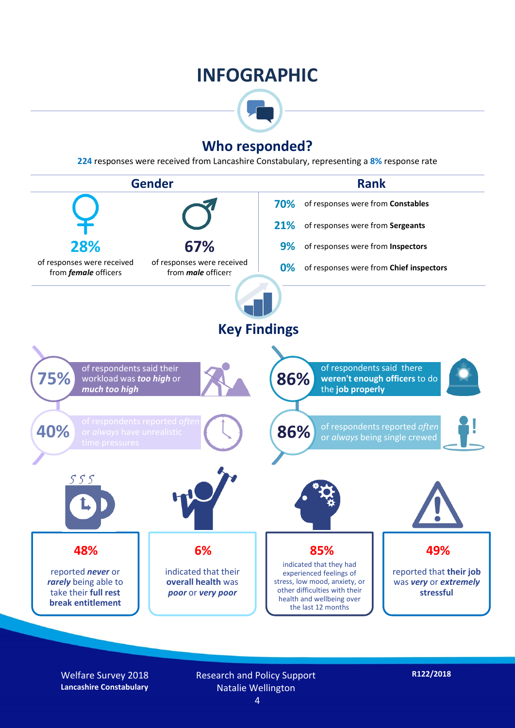# INFOGRAPHIC

## Who responded?

**224** responses were received from Lancashire Constabulary, representing a **8%** response rate

### Gender

**28%** of responses were received from ***female*** officers

**67%** of responses were received from ***male*** officers

### Rank

**70%** of responses were from **Constables**

**21%** of responses were from **Sergeants**

**9%** of responses were from **Inspectors**

**0%** of responses were from **Chief inspectors**

## Key Findings

**75%** of respondents said their workload was ***too high*** or ***much too high***

**40%** of respondents reported *often* or *always* have unrealistic time pressures

**86%** of respondents said there **weren't enough officers** to do the **job properly**

**86%** of respondents reported *often* or *always* being single crewed

**48%** reported ***never*** or ***rarely*** being able to take their **full rest break entitlement**

**6%** indicated that their **overall health** was ***poor*** or ***very poor***

**85%** indicated that they had experienced feelings of stress, low mood, anxiety, or other difficulties with their health and wellbeing over the last 12 months

**49%** reported that **their job** was ***very*** or ***extremely*** **stressful**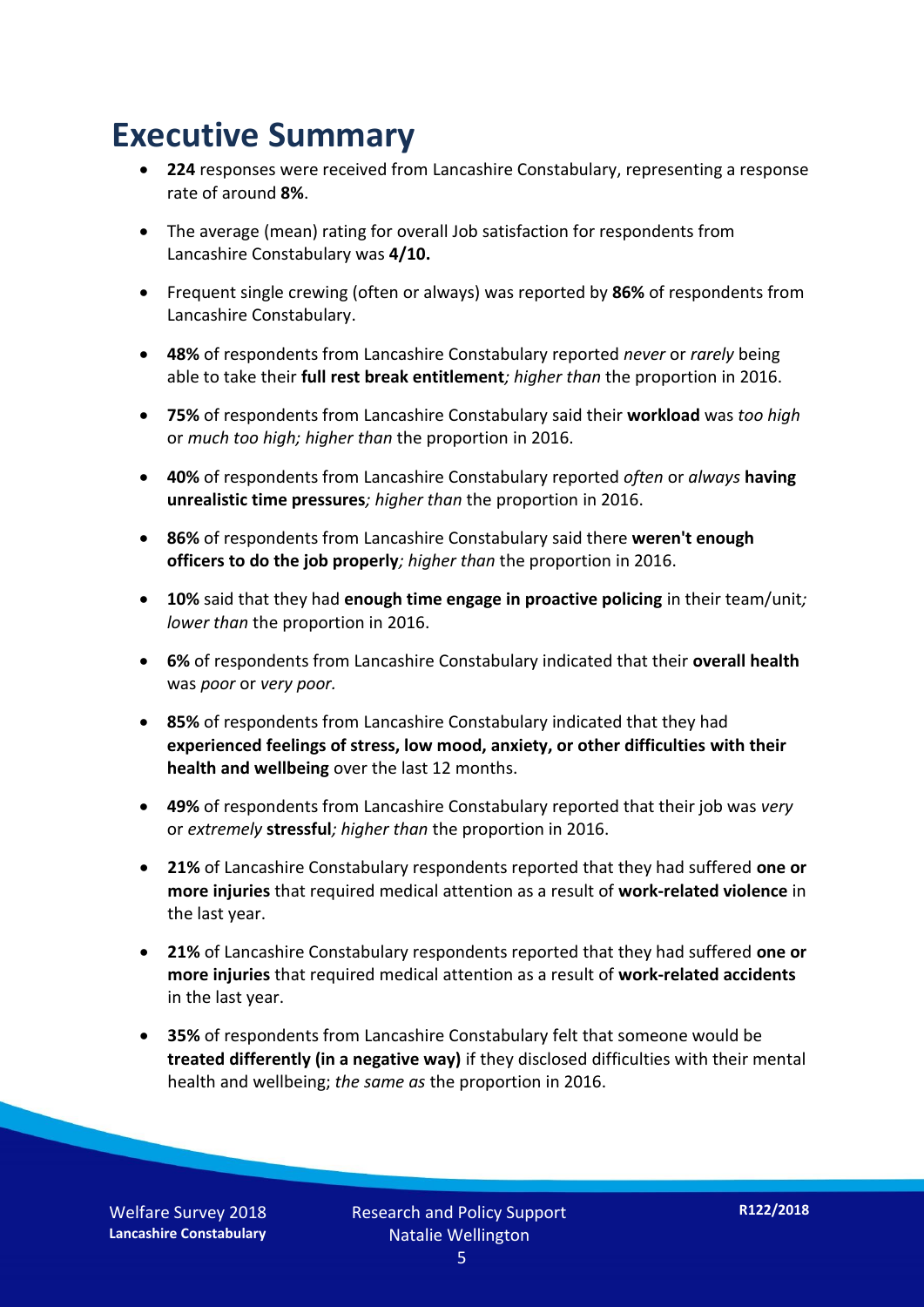# Executive Summary

- **224** responses were received from Lancashire Constabulary, representing a response rate of around **8%**.
- The average (mean) rating for overall Job satisfaction for respondents from Lancashire Constabulary was **4/10.**
- Frequent single crewing (often or always) was reported by **86%** of respondents from Lancashire Constabulary.
- **48%** of respondents from Lancashire Constabulary reported *never* or *rarely* being able to take their **full rest break entitlement***; higher than* the proportion in 2016.
- **75%** of respondents from Lancashire Constabulary said their **workload** was *too high* or *much too high; higher than* the proportion in 2016.
- **40%** of respondents from Lancashire Constabulary reported *often* or *always* **having unrealistic time pressures***; higher than* the proportion in 2016.
- **86%** of respondents from Lancashire Constabulary said there **weren't enough officers to do the job properly***; higher than* the proportion in 2016.
- **10%** said that they had **enough time engage in proactive policing** in their team/unit*; lower than* the proportion in 2016.
- **6%** of respondents from Lancashire Constabulary indicated that their **overall health** was *poor* or *very poor.*
- **85%** of respondents from Lancashire Constabulary indicated that they had **experienced feelings of stress, low mood, anxiety, or other difficulties with their health and wellbeing** over the last 12 months.
- **49%** of respondents from Lancashire Constabulary reported that their job was *very* or *extremely* **stressful***; higher than* the proportion in 2016.
- **21%** of Lancashire Constabulary respondents reported that they had suffered **one or more injuries** that required medical attention as a result of **work-related violence** in the last year.
- **21%** of Lancashire Constabulary respondents reported that they had suffered **one or more injuries** that required medical attention as a result of **work-related accidents** in the last year.
- **35%** of respondents from Lancashire Constabulary felt that someone would be **treated differently (in a negative way)** if they disclosed difficulties with their mental health and wellbeing; *the same as* the proportion in 2016.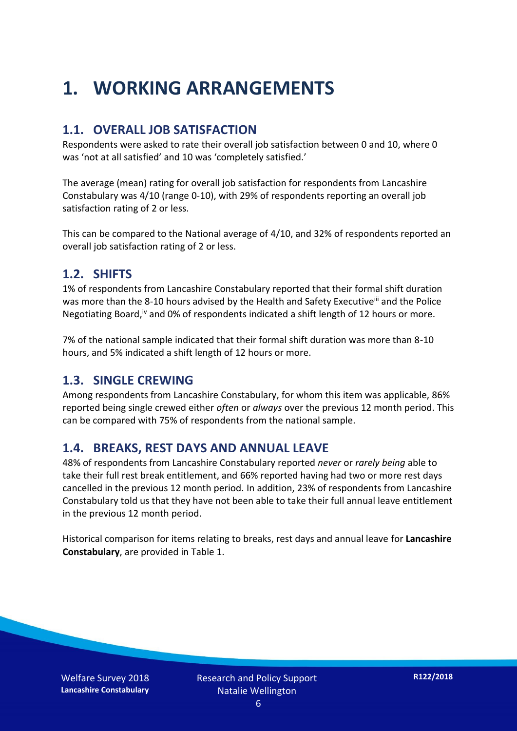# 1. WORKING ARRANGEMENTS

## 1.1. OVERALL JOB SATISFACTION

Respondents were asked to rate their overall job satisfaction between 0 and 10, where 0 was 'not at all satisfied' and 10 was 'completely satisfied.'

The average (mean) rating for overall job satisfaction for respondents from Lancashire Constabulary was 4/10 (range 0-10), with 29% of respondents reporting an overall job satisfaction rating of 2 or less.

This can be compared to the National average of 4/10, and 32% of respondents reported an overall job satisfaction rating of 2 or less.

## 1.2. SHIFTS

1% of respondents from Lancashire Constabulary reported that their formal shift duration was more than the 8-10 hours advised by the Health and Safety Executive[iii] and the Police Negotiating Board,[iv] and 0% of respondents indicated a shift length of 12 hours or more.

7% of the national sample indicated that their formal shift duration was more than 8-10 hours, and 5% indicated a shift length of 12 hours or more.

## 1.3. SINGLE CREWING

Among respondents from Lancashire Constabulary, for whom this item was applicable, 86% reported being single crewed either *often* or *always* over the previous 12 month period. This can be compared with 75% of respondents from the national sample.

## 1.4. BREAKS, REST DAYS AND ANNUAL LEAVE

48% of respondents from Lancashire Constabulary reported *never* or *rarely being* able to take their full rest break entitlement, and 66% reported having had two or more rest days cancelled in the previous 12 month period. In addition, 23% of respondents from Lancashire Constabulary told us that they have not been able to take their full annual leave entitlement in the previous 12 month period.

Historical comparison for items relating to breaks, rest days and annual leave for **Lancashire Constabulary**, are provided in Table 1.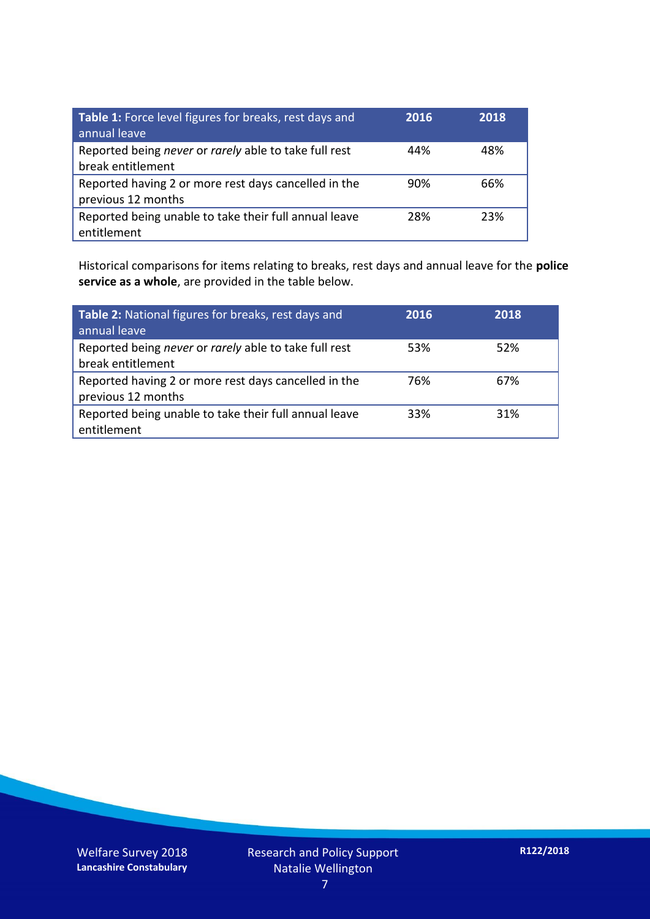| **Table 1:** Force level figures for breaks, rest days and annual leave | **2016** | **2018** |
|---|---|---|
| Reported being *never* or *rarely* able to take full rest break entitlement | 44% | 48% |
| Reported having 2 or more rest days cancelled in the previous 12 months | 90% | 66% |
| Reported being unable to take their full annual leave entitlement | 28% | 23% |

Historical comparisons for items relating to breaks, rest days and annual leave for the **police service as a whole**, are provided in the table below.

| **Table 2:** National figures for breaks, rest days and annual leave | **2016** | **2018** |
|---|---|---|
| Reported being *never* or *rarely* able to take full rest break entitlement | 53% | 52% |
| Reported having 2 or more rest days cancelled in the previous 12 months | 76% | 67% |
| Reported being unable to take their full annual leave entitlement | 33% | 31% |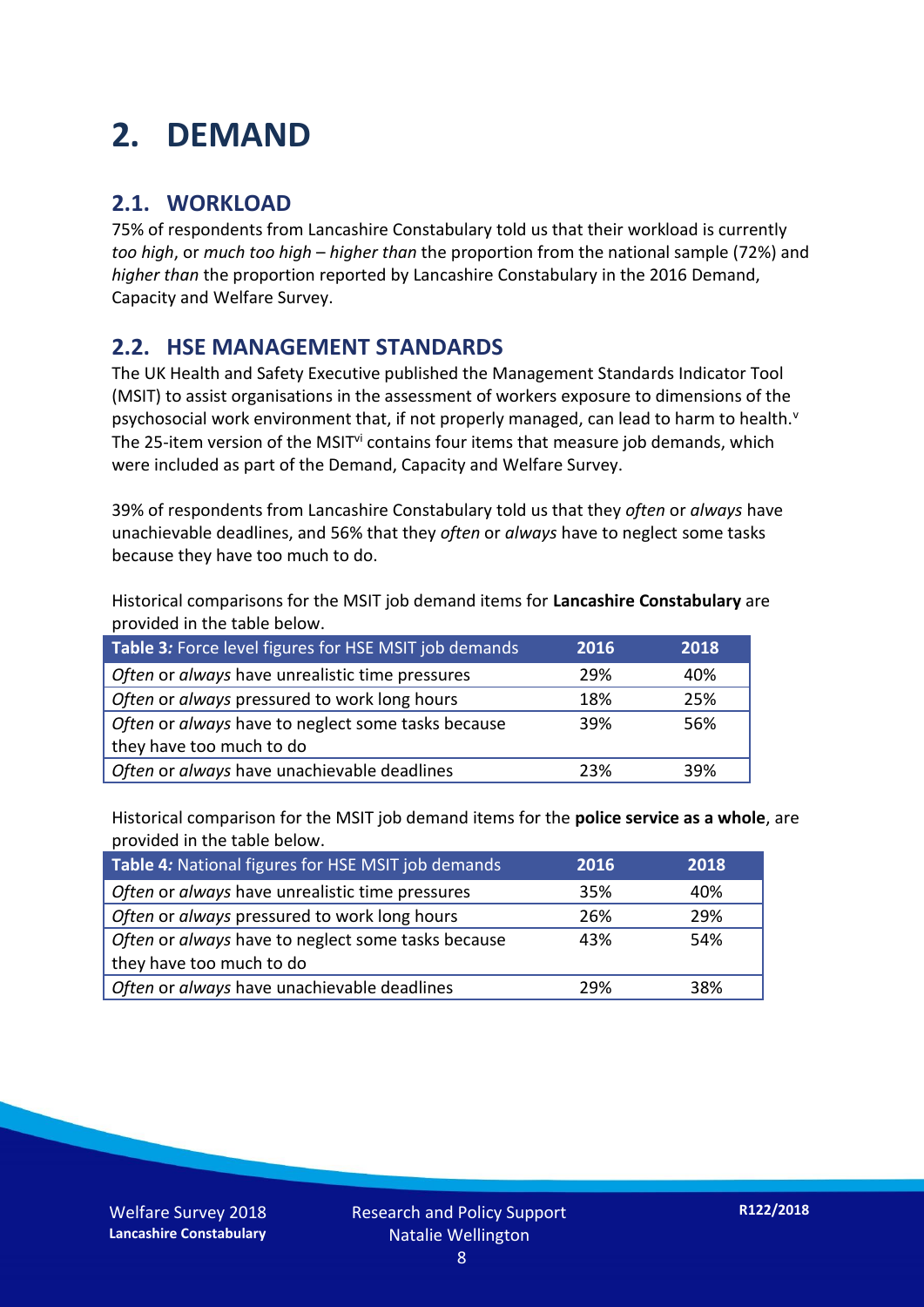# 2. DEMAND

## 2.1. WORKLOAD

75% of respondents from Lancashire Constabulary told us that their workload is currently *too high*, or *much too high* – *higher than* the proportion from the national sample (72%) and *higher than* the proportion reported by Lancashire Constabulary in the 2016 Demand, Capacity and Welfare Survey.

## 2.2. HSE MANAGEMENT STANDARDS

The UK Health and Safety Executive published the Management Standards Indicator Tool (MSIT) to assist organisations in the assessment of workers exposure to dimensions of the psychosocial work environment that, if not properly managed, can lead to harm to health.[v] The 25-item version of the MSIT[vi] contains four items that measure job demands, which were included as part of the Demand, Capacity and Welfare Survey.

39% of respondents from Lancashire Constabulary told us that they *often* or *always* have unachievable deadlines, and 56% that they *often* or *always* have to neglect some tasks because they have too much to do.

Historical comparisons for the MSIT job demand items for **Lancashire Constabulary** are provided in the table below.

| Table 3: Force level figures for HSE MSIT job demands | 2016 | 2018 |
|---|---|---|
| *Often* or *always* have unrealistic time pressures | 29% | 40% |
| *Often* or *always* pressured to work long hours | 18% | 25% |
| *Often* or *always* have to neglect some tasks because they have too much to do | 39% | 56% |
| *Often* or *always* have unachievable deadlines | 23% | 39% |

Historical comparison for the MSIT job demand items for the **police service as a whole**, are provided in the table below.

| Table 4: National figures for HSE MSIT job demands | 2016 | 2018 |
|---|---|---|
| *Often* or *always* have unrealistic time pressures | 35% | 40% |
| *Often* or *always* pressured to work long hours | 26% | 29% |
| *Often* or *always* have to neglect some tasks because they have too much to do | 43% | 54% |
| *Often* or *always* have unachievable deadlines | 29% | 38% |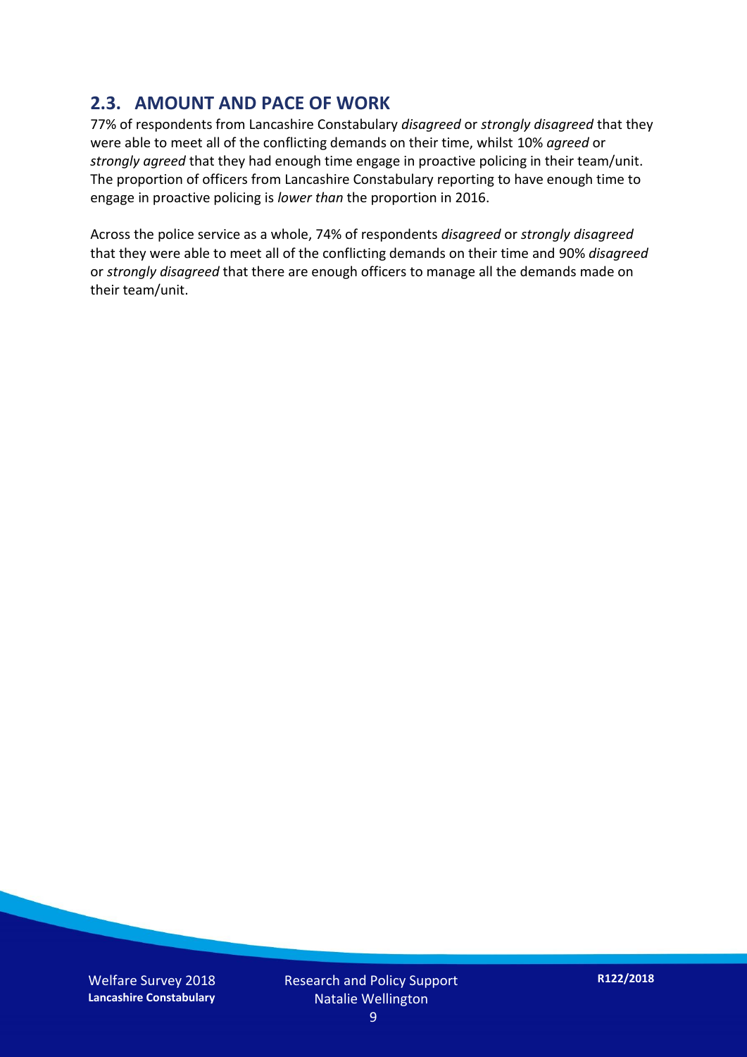## 2.3. AMOUNT AND PACE OF WORK

77% of respondents from Lancashire Constabulary *disagreed* or *strongly disagreed* that they were able to meet all of the conflicting demands on their time, whilst 10% *agreed* or *strongly agreed* that they had enough time engage in proactive policing in their team/unit. The proportion of officers from Lancashire Constabulary reporting to have enough time to engage in proactive policing is *lower than* the proportion in 2016.

Across the police service as a whole, 74% of respondents *disagreed* or *strongly disagreed* that they were able to meet all of the conflicting demands on their time and 90% *disagreed* or *strongly disagreed* that there are enough officers to manage all the demands made on their team/unit.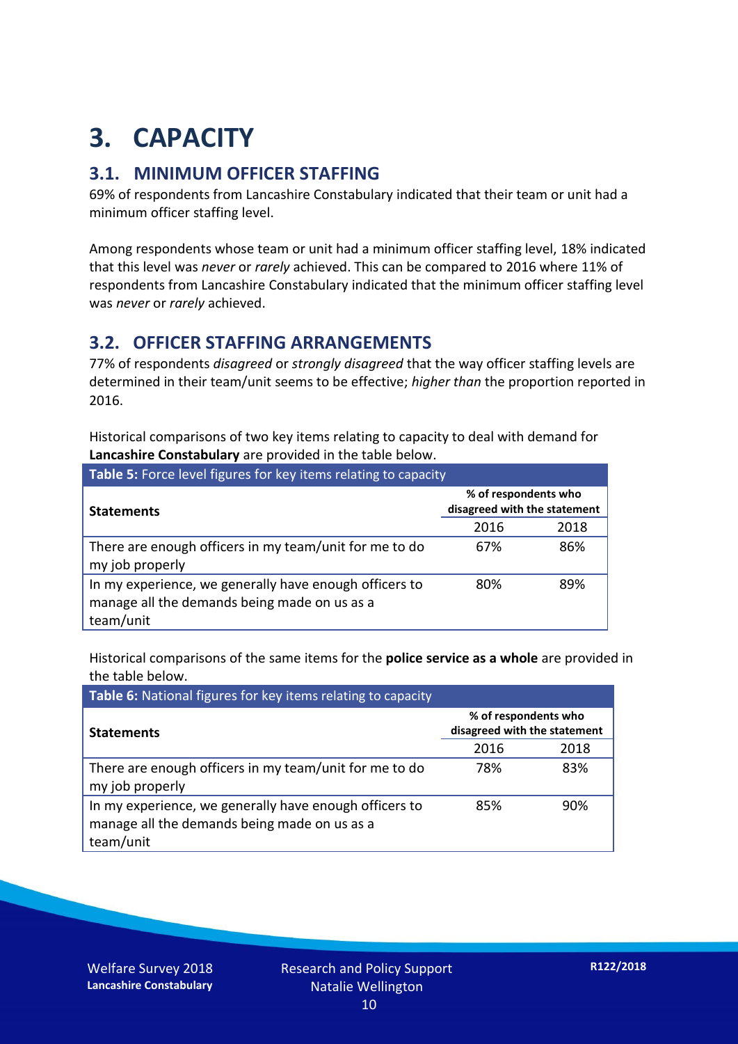# 3. CAPACITY

## 3.1. MINIMUM OFFICER STAFFING

69% of respondents from Lancashire Constabulary indicated that their team or unit had a minimum officer staffing level.

Among respondents whose team or unit had a minimum officer staffing level, 18% indicated that this level was *never* or *rarely* achieved. This can be compared to 2016 where 11% of respondents from Lancashire Constabulary indicated that the minimum officer staffing level was *never* or *rarely* achieved.

## 3.2. OFFICER STAFFING ARRANGEMENTS

77% of respondents *disagreed* or *strongly disagreed* that the way officer staffing levels are determined in their team/unit seems to be effective; *higher than* the proportion reported in 2016.

Historical comparisons of two key items relating to capacity to deal with demand for **Lancashire Constabulary** are provided in the table below.

**Table 5:** Force level figures for key items relating to capacity

| Statements | % of respondents who disagreed with the statement | |
|---|---|---|
| | 2016 | 2018 |
| There are enough officers in my team/unit for me to do my job properly | 67% | 86% |
| In my experience, we generally have enough officers to manage all the demands being made on us as a team/unit | 80% | 89% |

Historical comparisons of the same items for the **police service as a whole** are provided in the table below.

**Table 6:** National figures for key items relating to capacity

| Statements | % of respondents who disagreed with the statement | |
|---|---|---|
| | 2016 | 2018 |
| There are enough officers in my team/unit for me to do my job properly | 78% | 83% |
| In my experience, we generally have enough officers to manage all the demands being made on us as a team/unit | 85% | 90% |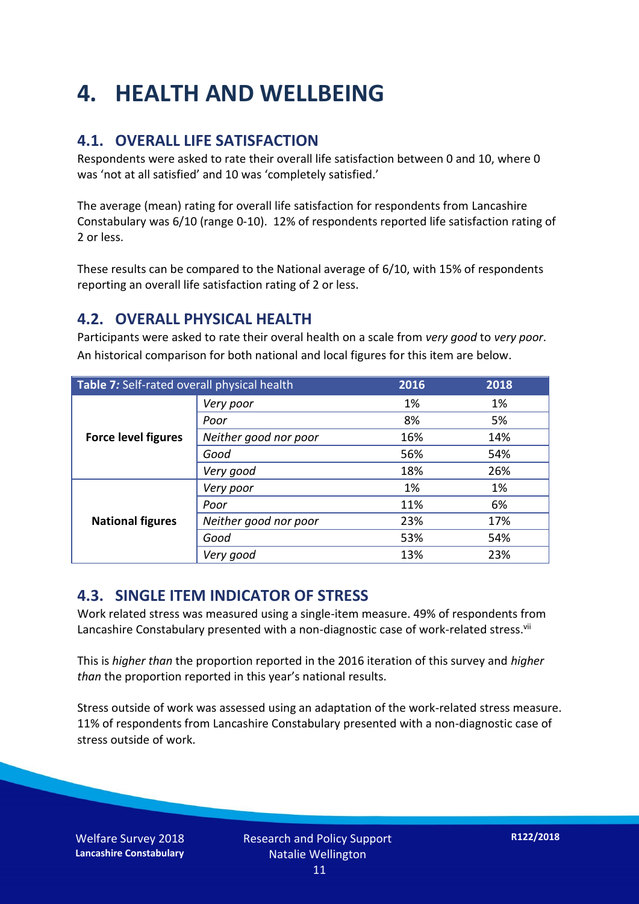# 4. HEALTH AND WELLBEING

## 4.1. OVERALL LIFE SATISFACTION

Respondents were asked to rate their overall life satisfaction between 0 and 10, where 0 was 'not at all satisfied' and 10 was 'completely satisfied.'

The average (mean) rating for overall life satisfaction for respondents from Lancashire Constabulary was 6/10 (range 0-10). 12% of respondents reported life satisfaction rating of 2 or less.

These results can be compared to the National average of 6/10, with 15% of respondents reporting an overall life satisfaction rating of 2 or less.

## 4.2. OVERALL PHYSICAL HEALTH

Participants were asked to rate their overal health on a scale from *very good* to *very poor*. An historical comparison for both national and local figures for this item are below.

| **Table 7:** Self-rated overall physical health | | 2016 | 2018 |
|---|---|---|---|
| **Force level figures** | *Very poor* | 1% | 1% |
| | *Poor* | 8% | 5% |
| | *Neither good nor poor* | 16% | 14% |
| | *Good* | 56% | 54% |
| | *Very good* | 18% | 26% |
| **National figures** | *Very poor* | 1% | 1% |
| | *Poor* | 11% | 6% |
| | *Neither good nor poor* | 23% | 17% |
| | *Good* | 53% | 54% |
| | *Very good* | 13% | 23% |

## 4.3. SINGLE ITEM INDICATOR OF STRESS

Work related stress was measured using a single-item measure. 49% of respondents from Lancashire Constabulary presented with a non-diagnostic case of work-related stress.[vii]

This is *higher than* the proportion reported in the 2016 iteration of this survey and *higher than* the proportion reported in this year's national results.

Stress outside of work was assessed using an adaptation of the work-related stress measure. 11% of respondents from Lancashire Constabulary presented with a non-diagnostic case of stress outside of work.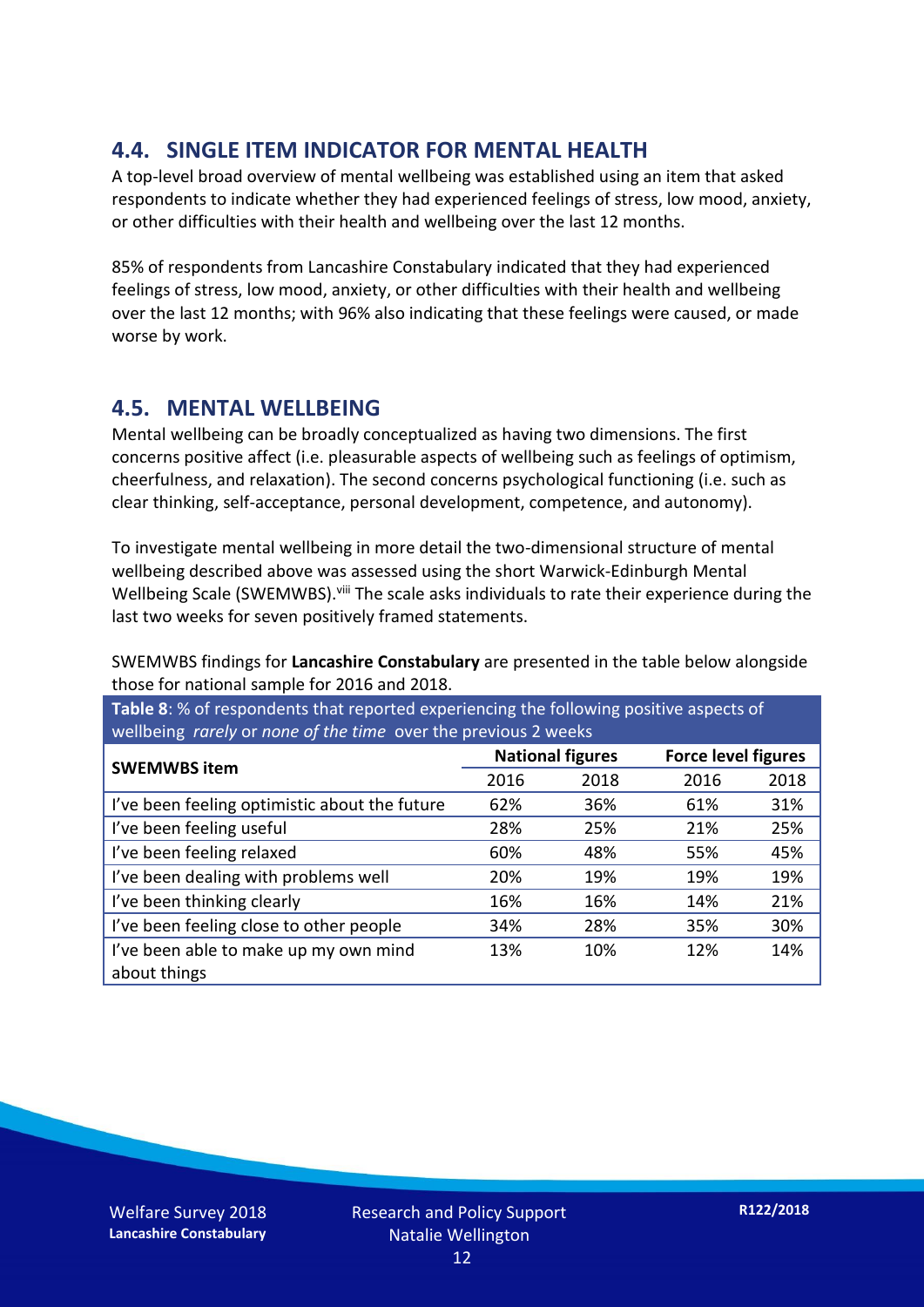## 4.4. SINGLE ITEM INDICATOR FOR MENTAL HEALTH

A top-level broad overview of mental wellbeing was established using an item that asked respondents to indicate whether they had experienced feelings of stress, low mood, anxiety, or other difficulties with their health and wellbeing over the last 12 months.

85% of respondents from Lancashire Constabulary indicated that they had experienced feelings of stress, low mood, anxiety, or other difficulties with their health and wellbeing over the last 12 months; with 96% also indicating that these feelings were caused, or made worse by work.

## 4.5. MENTAL WELLBEING

Mental wellbeing can be broadly conceptualized as having two dimensions. The first concerns positive affect (i.e. pleasurable aspects of wellbeing such as feelings of optimism, cheerfulness, and relaxation). The second concerns psychological functioning (i.e. such as clear thinking, self-acceptance, personal development, competence, and autonomy).

To investigate mental wellbeing in more detail the two-dimensional structure of mental wellbeing described above was assessed using the short Warwick-Edinburgh Mental Wellbeing Scale (SWEMWBS).[viii] The scale asks individuals to rate their experience during the last two weeks for seven positively framed statements.

SWEMWBS findings for **Lancashire Constabulary** are presented in the table below alongside those for national sample for 2016 and 2018.

**Table 8**: % of respondents that reported experiencing the following positive aspects of wellbeing *rarely* or *none of the time* over the previous 2 weeks

| SWEMWBS item | National figures | | Force level figures | |
|---|---|---|---|---|
| | 2016 | 2018 | 2016 | 2018 |
| I've been feeling optimistic about the future | 62% | 36% | 61% | 31% |
| I've been feeling useful | 28% | 25% | 21% | 25% |
| I've been feeling relaxed | 60% | 48% | 55% | 45% |
| I've been dealing with problems well | 20% | 19% | 19% | 19% |
| I've been thinking clearly | 16% | 16% | 14% | 21% |
| I've been feeling close to other people | 34% | 28% | 35% | 30% |
| I've been able to make up my own mind about things | 13% | 10% | 12% | 14% |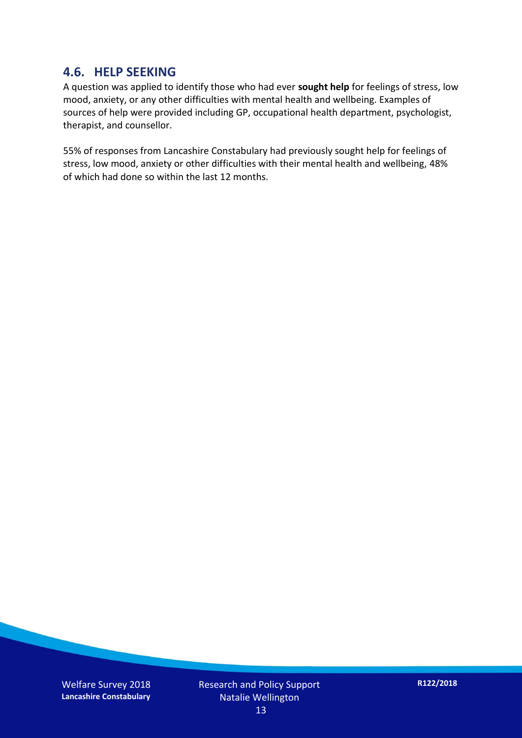## 4.6. HELP SEEKING

A question was applied to identify those who had ever **sought help** for feelings of stress, low mood, anxiety, or any other difficulties with mental health and wellbeing. Examples of sources of help were provided including GP, occupational health department, psychologist, therapist, and counsellor.

55% of responses from Lancashire Constabulary had previously sought help for feelings of stress, low mood, anxiety or other difficulties with their mental health and wellbeing, 48% of which had done so within the last 12 months.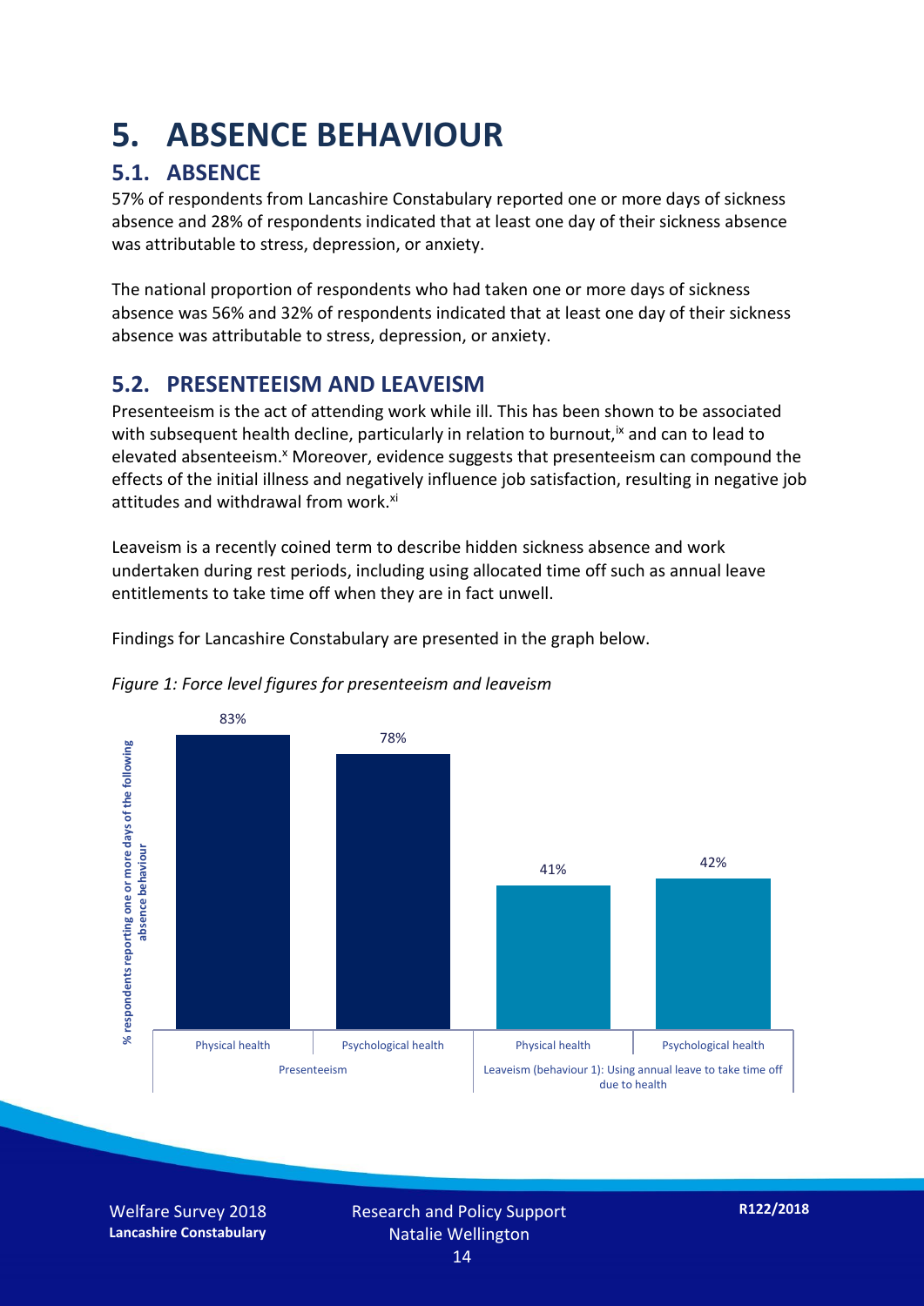# 5. ABSENCE BEHAVIOUR

## 5.1. ABSENCE

57% of respondents from Lancashire Constabulary reported one or more days of sickness absence and 28% of respondents indicated that at least one day of their sickness absence was attributable to stress, depression, or anxiety.

The national proportion of respondents who had taken one or more days of sickness absence was 56% and 32% of respondents indicated that at least one day of their sickness absence was attributable to stress, depression, or anxiety.

## 5.2. PRESENTEEISM AND LEAVEISM

Presenteeism is the act of attending work while ill. This has been shown to be associated with subsequent health decline, particularly in relation to burnout,[ix] and can to lead to elevated absenteeism.[x] Moreover, evidence suggests that presenteeism can compound the effects of the initial illness and negatively influence job satisfaction, resulting in negative job attitudes and withdrawal from work.[xi]

Leaveism is a recently coined term to describe hidden sickness absence and work undertaken during rest periods, including using allocated time off such as annual leave entitlements to take time off when they are in fact unwell.

Findings for Lancashire Constabulary are presented in the graph below.

*Figure 1: Force level figures for presenteeism and leaveism*

| % respondents reporting one or more days of the following absence behaviour | Physical health | Psychological health |
|---|---|---|
| Presenteeism | 83% | 78% |
| Leaveism (behaviour 1): Using annual leave to take time off due to health | 41% | 42% |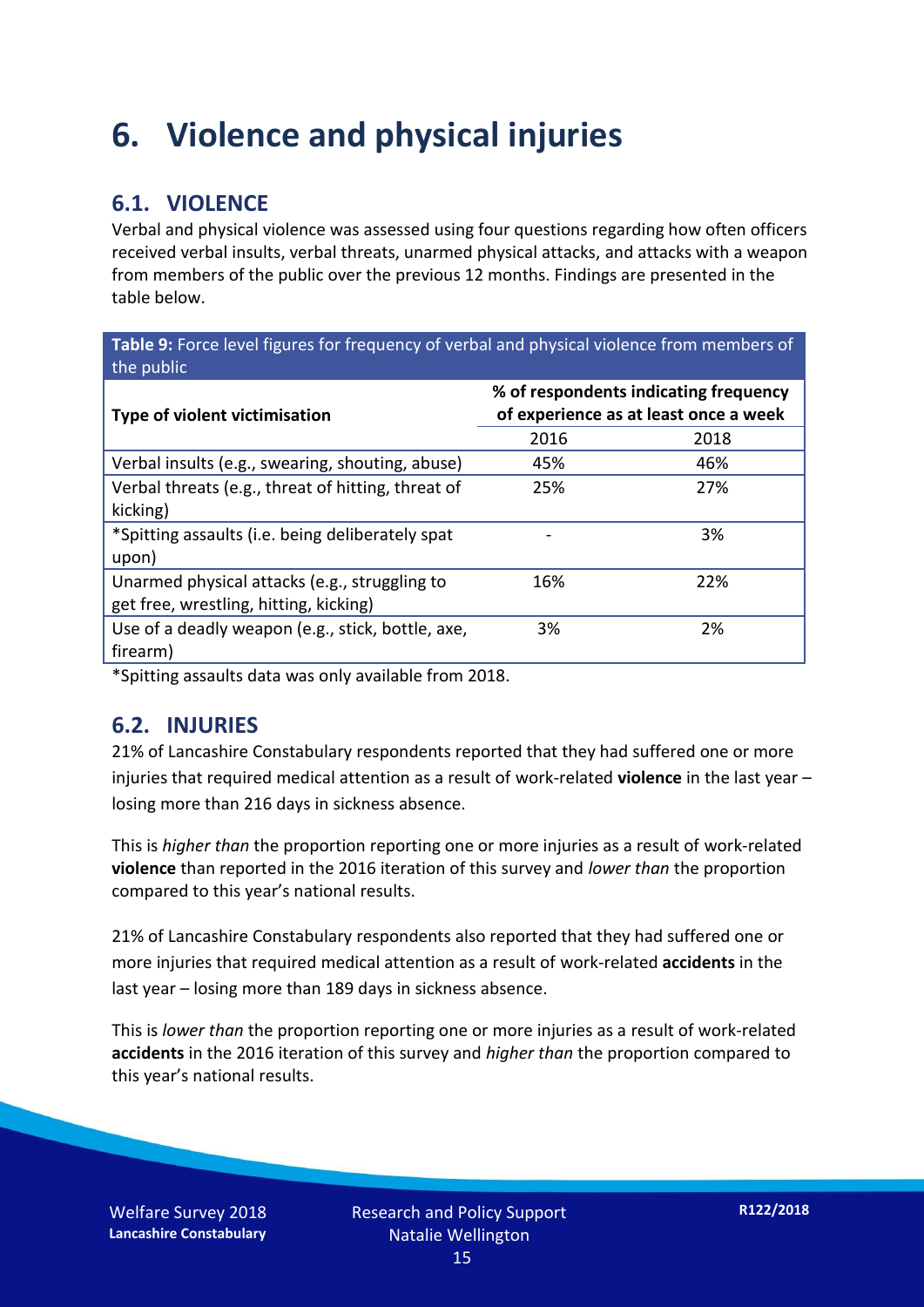# 6. Violence and physical injuries

## 6.1. VIOLENCE

Verbal and physical violence was assessed using four questions regarding how often officers received verbal insults, verbal threats, unarmed physical attacks, and attacks with a weapon from members of the public over the previous 12 months. Findings are presented in the table below.

**Table 9:** Force level figures for frequency of verbal and physical violence from members of the public

| Type of violent victimisation | % of respondents indicating frequency of experience as at least once a week | |
|---|---|---|
| | 2016 | 2018 |
| Verbal insults (e.g., swearing, shouting, abuse) | 45% | 46% |
| Verbal threats (e.g., threat of hitting, threat of kicking) | 25% | 27% |
| *Spitting assaults (i.e. being deliberately spat upon) | - | 3% |
| Unarmed physical attacks (e.g., struggling to get free, wrestling, hitting, kicking) | 16% | 22% |
| Use of a deadly weapon (e.g., stick, bottle, axe, firearm) | 3% | 2% |

*Spitting assaults data was only available from 2018.

## 6.2. INJURIES

21% of Lancashire Constabulary respondents reported that they had suffered one or more injuries that required medical attention as a result of work-related **violence** in the last year – losing more than 216 days in sickness absence.

This is *higher than* the proportion reporting one or more injuries as a result of work-related **violence** than reported in the 2016 iteration of this survey and *lower than* the proportion compared to this year's national results.

21% of Lancashire Constabulary respondents also reported that they had suffered one or more injuries that required medical attention as a result of work-related **accidents** in the last year – losing more than 189 days in sickness absence.

This is *lower than* the proportion reporting one or more injuries as a result of work-related **accidents** in the 2016 iteration of this survey and *higher than* the proportion compared to this year's national results.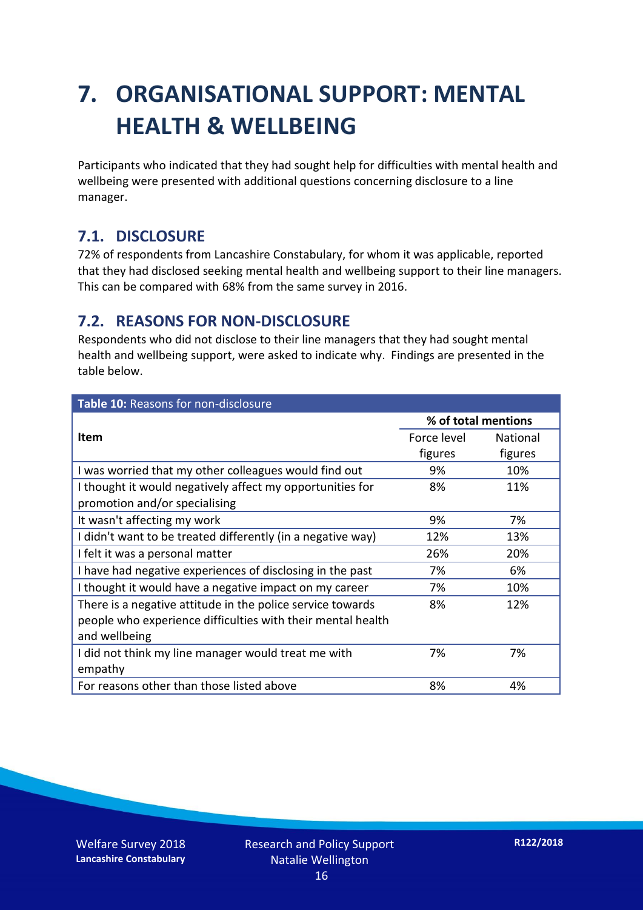# 7. ORGANISATIONAL SUPPORT: MENTAL HEALTH & WELLBEING

Participants who indicated that they had sought help for difficulties with mental health and wellbeing were presented with additional questions concerning disclosure to a line manager.

## 7.1. DISCLOSURE

72% of respondents from Lancashire Constabulary, for whom it was applicable, reported that they had disclosed seeking mental health and wellbeing support to their line managers. This can be compared with 68% from the same survey in 2016.

## 7.2. REASONS FOR NON-DISCLOSURE

Respondents who did not disclose to their line managers that they had sought mental health and wellbeing support, were asked to indicate why. Findings are presented in the table below.

**Table 10:** Reasons for non-disclosure

| Item | % of total mentions | |
|---|---|---|
| | Force level figures | National figures |
| I was worried that my other colleagues would find out | 9% | 10% |
| I thought it would negatively affect my opportunities for promotion and/or specialising | 8% | 11% |
| It wasn't affecting my work | 9% | 7% |
| I didn't want to be treated differently (in a negative way) | 12% | 13% |
| I felt it was a personal matter | 26% | 20% |
| I have had negative experiences of disclosing in the past | 7% | 6% |
| I thought it would have a negative impact on my career | 7% | 10% |
| There is a negative attitude in the police service towards people who experience difficulties with their mental health and wellbeing | 8% | 12% |
| I did not think my line manager would treat me with empathy | 7% | 7% |
| For reasons other than those listed above | 8% | 4% |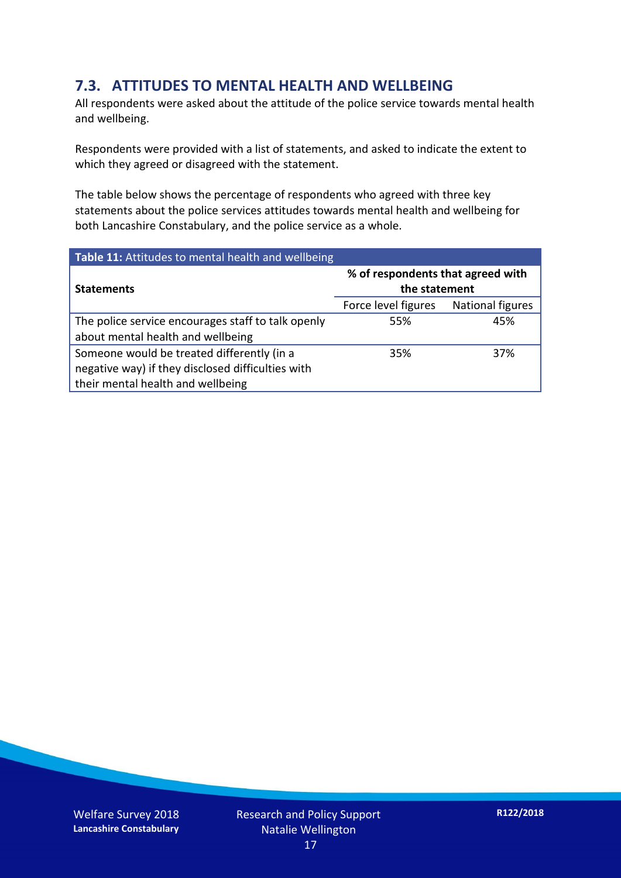## 7.3. ATTITUDES TO MENTAL HEALTH AND WELLBEING

All respondents were asked about the attitude of the police service towards mental health and wellbeing.

Respondents were provided with a list of statements, and asked to indicate the extent to which they agreed or disagreed with the statement.

The table below shows the percentage of respondents who agreed with three key statements about the police services attitudes towards mental health and wellbeing for both Lancashire Constabulary, and the police service as a whole.

**Table 11:** Attitudes to mental health and wellbeing

| **Statements** | **% of respondents that agreed with the statement** | |
|---|---|---|
| | Force level figures | National figures |
| The police service encourages staff to talk openly about mental health and wellbeing | 55% | 45% |
| Someone would be treated differently (in a negative way) if they disclosed difficulties with their mental health and wellbeing | 35% | 37% |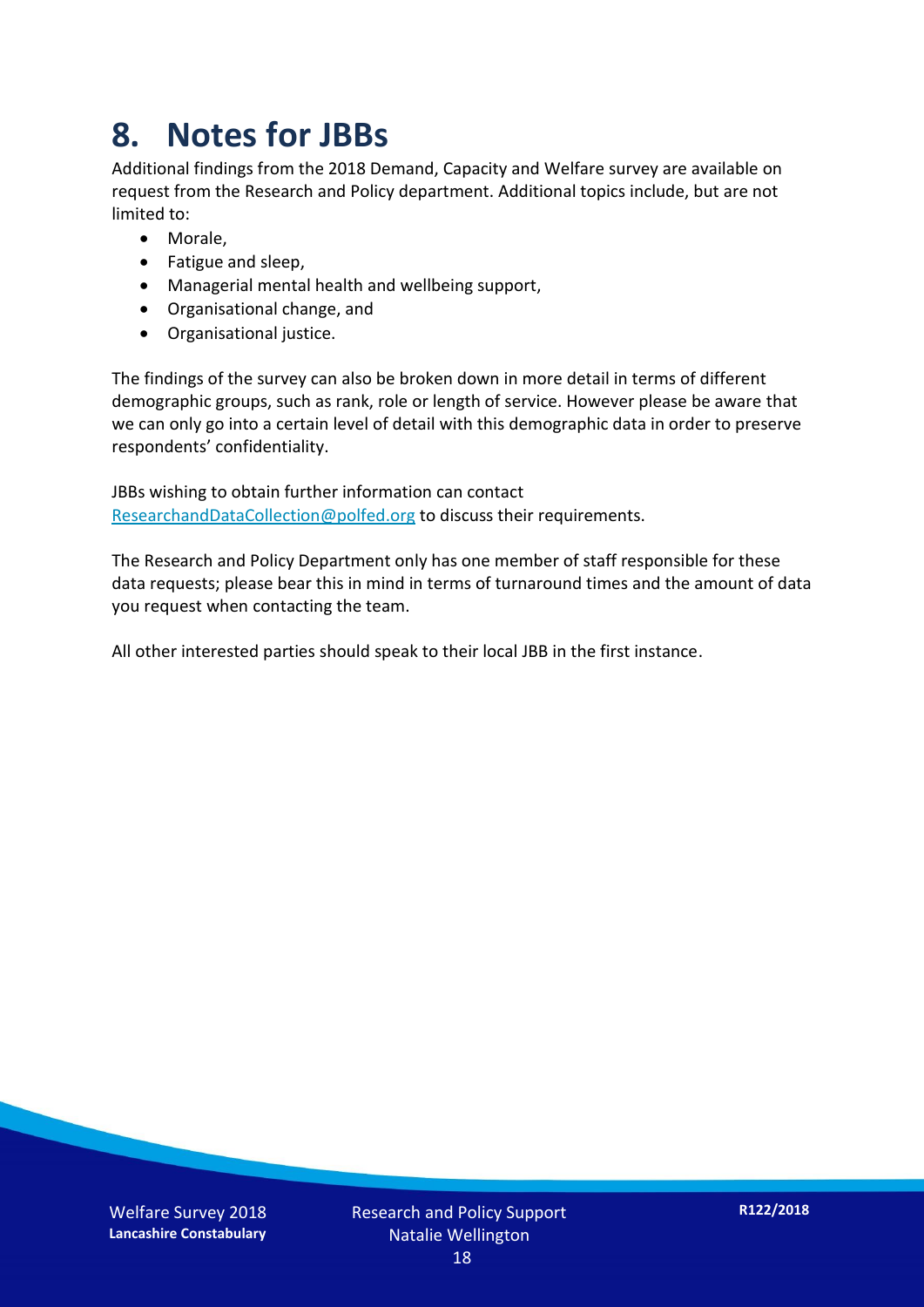# 8. Notes for JBBs

Additional findings from the 2018 Demand, Capacity and Welfare survey are available on request from the Research and Policy department. Additional topics include, but are not limited to:

- Morale,
- Fatigue and sleep,
- Managerial mental health and wellbeing support,
- Organisational change, and
- Organisational justice.

The findings of the survey can also be broken down in more detail in terms of different demographic groups, such as rank, role or length of service. However please be aware that we can only go into a certain level of detail with this demographic data in order to preserve respondents' confidentiality.

JBBs wishing to obtain further information can contact ResearchandDataCollection@polfed.org to discuss their requirements.

The Research and Policy Department only has one member of staff responsible for these data requests; please bear this in mind in terms of turnaround times and the amount of data you request when contacting the team.

All other interested parties should speak to their local JBB in the first instance.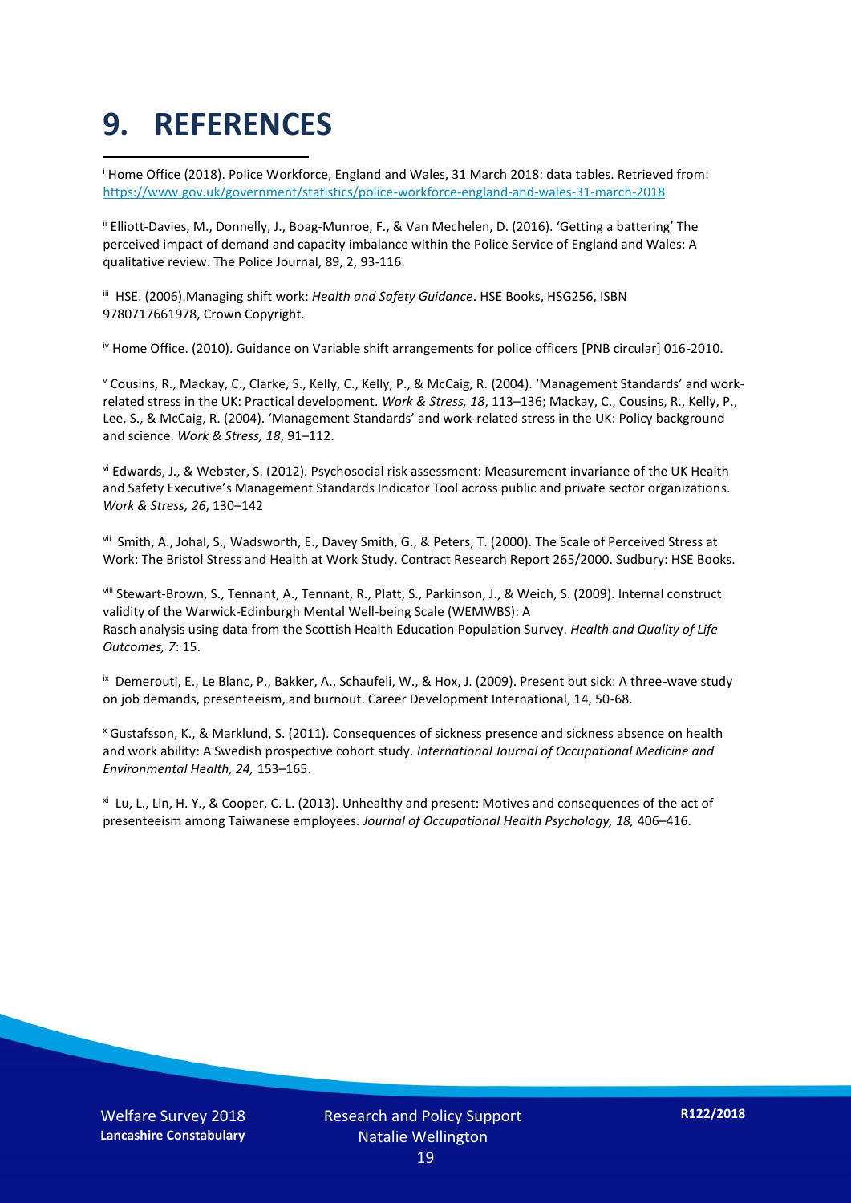# 9. REFERENCES

[i] Home Office (2018). Police Workforce, England and Wales, 31 March 2018: data tables. Retrieved from: https://www.gov.uk/government/statistics/police-workforce-england-and-wales-31-march-2018

[ii] Elliott-Davies, M., Donnelly, J., Boag-Munroe, F., & Van Mechelen, D. (2016). 'Getting a battering' The perceived impact of demand and capacity imbalance within the Police Service of England and Wales: A qualitative review. The Police Journal, 89, 2, 93-116.

[iii] HSE. (2006).Managing shift work: *Health and Safety Guidance*. HSE Books, HSG256, ISBN 9780717661978, Crown Copyright.

[iv] Home Office. (2010). Guidance on Variable shift arrangements for police officers [PNB circular] 016-2010.

[v] Cousins, R., Mackay, C., Clarke, S., Kelly, C., Kelly, P., & McCaig, R. (2004). 'Management Standards' and work-related stress in the UK: Practical development. *Work & Stress, 18*, 113–136; Mackay, C., Cousins, R., Kelly, P., Lee, S., & McCaig, R. (2004). 'Management Standards' and work-related stress in the UK: Policy background and science. *Work & Stress, 18*, 91–112.

[vi] Edwards, J., & Webster, S. (2012). Psychosocial risk assessment: Measurement invariance of the UK Health and Safety Executive's Management Standards Indicator Tool across public and private sector organizations. *Work & Stress, 26*, 130–142

[vii] Smith, A., Johal, S., Wadsworth, E., Davey Smith, G., & Peters, T. (2000). The Scale of Perceived Stress at Work: The Bristol Stress and Health at Work Study. Contract Research Report 265/2000. Sudbury: HSE Books.

[viii] Stewart-Brown, S., Tennant, A., Tennant, R., Platt, S., Parkinson, J., & Weich, S. (2009). Internal construct validity of the Warwick-Edinburgh Mental Well-being Scale (WEMWBS): A
Rasch analysis using data from the Scottish Health Education Population Survey. *Health and Quality of Life Outcomes, 7*: 15.

[ix] Demerouti, E., Le Blanc, P., Bakker, A., Schaufeli, W., & Hox, J. (2009). Present but sick: A three-wave study on job demands, presenteeism, and burnout. Career Development International, 14, 50-68.

[x] Gustafsson, K., & Marklund, S. (2011). Consequences of sickness presence and sickness absence on health and work ability: A Swedish prospective cohort study. *International Journal of Occupational Medicine and Environmental Health, 24,* 153–165.

[xi] Lu, L., Lin, H. Y., & Cooper, C. L. (2013). Unhealthy and present: Motives and consequences of the act of presenteeism among Taiwanese employees. *Journal of Occupational Health Psychology, 18,* 406–416.